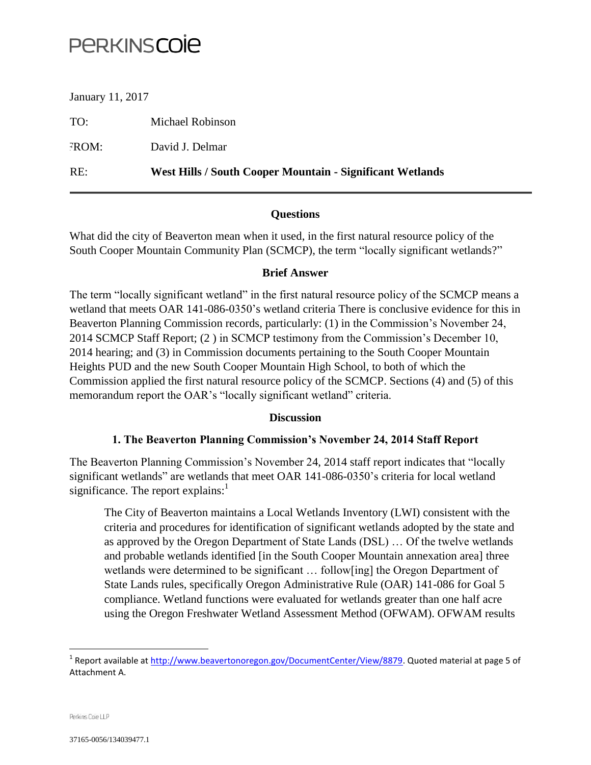# PERKINSCOIE

January 11, 2017

TO: Michael Robinson

FROM: David J. Delmar

RE: **West Hills / South Cooper Mountain - Significant Wetlands**

## Questions

What did the city of Beaverton mean when it used, in the first natural resource policy of the South Cooper Mountain Community Plan (SCMCP), the term "locally significant wetlands?"

## Brief Answer

The term "locally significant wetland" in the first natural resource policy of the SCMCP means a wetland that meets OAR 141-086-0350's wetland criteria There is conclusive evidence for this in Beaverton Planning Commission records, particularly: (1) in the Commission's November 24, 2014 SCMCP Staff Report; (2 ) in SCMCP testimony from the Commission's December 10, 2014 hearing; and (3) in Commission documents pertaining to the South Cooper Mountain Heights PUD and the new South Cooper Mountain High School, to both of which the Commission applied the first natural resource policy of the SCMCP. Sections (4) and (5) of this memorandum report the OAR's "locally significant wetland" criteria.

## Discussion

### 1. The Beaverton Planning Commission's November 24, 2014 Staff Report

The Beaverton Planning Commission's November 24, 2014 staff report indicates that "locally significant wetlands" are wetlands that meet OAR 141-086-0350's criteria for local wetland significance. The report explains:[1]

> The City of Beaverton maintains a Local Wetlands Inventory (LWI) consistent with the criteria and procedures for identification of significant wetlands adopted by the state and as approved by the Oregon Department of State Lands (DSL) … Of the twelve wetlands and probable wetlands identified [in the South Cooper Mountain annexation area] three wetlands were determined to be significant … follow[ing] the Oregon Department of State Lands rules, specifically Oregon Administrative Rule (OAR) 141-086 for Goal 5 compliance. Wetland functions were evaluated for wetlands greater than one half acre using the Oregon Freshwater Wetland Assessment Method (OFWAM). OFWAM results

[1] Report available at http://www.beavertonoregon.gov/DocumentCenter/View/8879. Quoted material at page 5 of Attachment A.

Perkins Coie LLP

37165-0056/134039477.1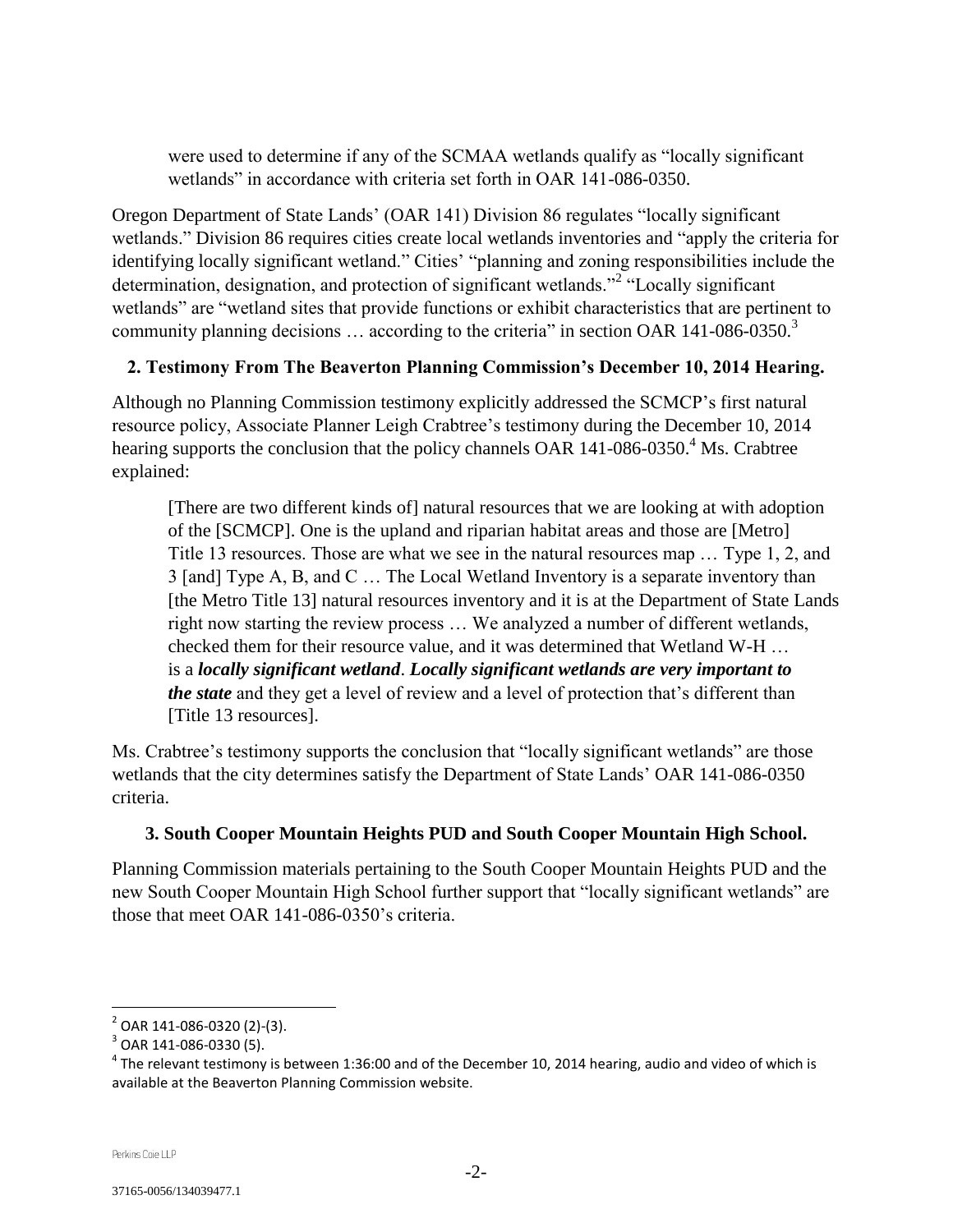were used to determine if any of the SCMAA wetlands qualify as "locally significant wetlands" in accordance with criteria set forth in OAR 141-086-0350.

Oregon Department of State Lands' (OAR 141) Division 86 regulates "locally significant wetlands." Division 86 requires cities create local wetlands inventories and "apply the criteria for identifying locally significant wetland." Cities' "planning and zoning responsibilities include the determination, designation, and protection of significant wetlands."[2] "Locally significant wetlands" are "wetland sites that provide functions or exhibit characteristics that are pertinent to community planning decisions … according to the criteria" in section OAR 141-086-0350.[3]

**2. Testimony From The Beaverton Planning Commission's December 10, 2014 Hearing.**

Although no Planning Commission testimony explicitly addressed the SCMCP's first natural resource policy, Associate Planner Leigh Crabtree's testimony during the December 10, 2014 hearing supports the conclusion that the policy channels OAR 141-086-0350.[4] Ms. Crabtree explained:

> [There are two different kinds of] natural resources that we are looking at with adoption of the [SCMCP]. One is the upland and riparian habitat areas and those are [Metro] Title 13 resources. Those are what we see in the natural resources map … Type 1, 2, and 3 [and] Type A, B, and C … The Local Wetland Inventory is a separate inventory than [the Metro Title 13] natural resources inventory and it is at the Department of State Lands right now starting the review process … We analyzed a number of different wetlands, checked them for their resource value, and it was determined that Wetland W-H … is a ***locally significant wetland***. ***Locally significant wetlands are very important to the state*** and they get a level of review and a level of protection that's different than [Title 13 resources].

Ms. Crabtree's testimony supports the conclusion that "locally significant wetlands" are those wetlands that the city determines satisfy the Department of State Lands' OAR 141-086-0350 criteria.

**3. South Cooper Mountain Heights PUD and South Cooper Mountain High School.**

Planning Commission materials pertaining to the South Cooper Mountain Heights PUD and the new South Cooper Mountain High School further support that "locally significant wetlands" are those that meet OAR 141-086-0350's criteria.

---

[2] OAR 141-086-0320 (2)-(3).

[3] OAR 141-086-0330 (5).

[4] The relevant testimony is between 1:36:00 and of the December 10, 2014 hearing, audio and video of which is available at the Beaverton Planning Commission website.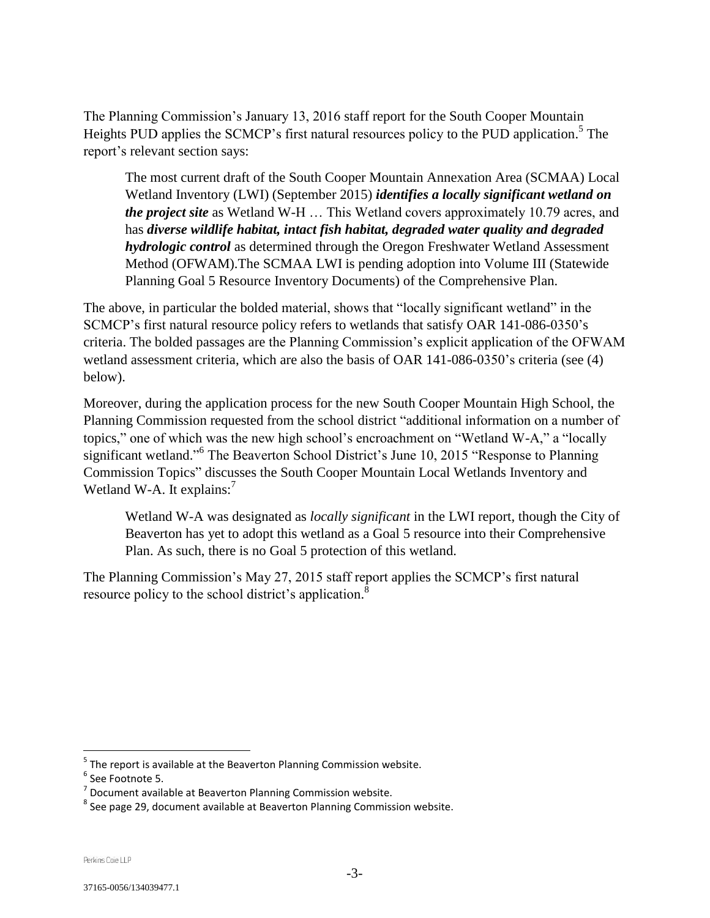The Planning Commission's January 13, 2016 staff report for the South Cooper Mountain Heights PUD applies the SCMCP's first natural resources policy to the PUD application.[5] The report's relevant section says:

> The most current draft of the South Cooper Mountain Annexation Area (SCMAA) Local Wetland Inventory (LWI) (September 2015) ***identifies a locally significant wetland on the project site*** as Wetland W-H … This Wetland covers approximately 10.79 acres, and has ***diverse wildlife habitat, intact fish habitat, degraded water quality and degraded hydrologic control*** as determined through the Oregon Freshwater Wetland Assessment Method (OFWAM).The SCMAA LWI is pending adoption into Volume III (Statewide Planning Goal 5 Resource Inventory Documents) of the Comprehensive Plan.

The above, in particular the bolded material, shows that "locally significant wetland" in the SCMCP's first natural resource policy refers to wetlands that satisfy OAR 141-086-0350's criteria. The bolded passages are the Planning Commission's explicit application of the OFWAM wetland assessment criteria, which are also the basis of OAR 141-086-0350's criteria (see (4) below).

Moreover, during the application process for the new South Cooper Mountain High School, the Planning Commission requested from the school district "additional information on a number of topics," one of which was the new high school's encroachment on "Wetland W-A," a "locally significant wetland."[6] The Beaverton School District's June 10, 2015 "Response to Planning Commission Topics" discusses the South Cooper Mountain Local Wetlands Inventory and Wetland W-A. It explains:[7]

> Wetland W-A was designated as *locally significant* in the LWI report, though the City of Beaverton has yet to adopt this wetland as a Goal 5 resource into their Comprehensive Plan. As such, there is no Goal 5 protection of this wetland.

The Planning Commission's May 27, 2015 staff report applies the SCMCP's first natural resource policy to the school district's application.[8]

---

[5] The report is available at the Beaverton Planning Commission website.

[6] See Footnote 5.

[7] Document available at Beaverton Planning Commission website.

[8] See page 29, document available at Beaverton Planning Commission website.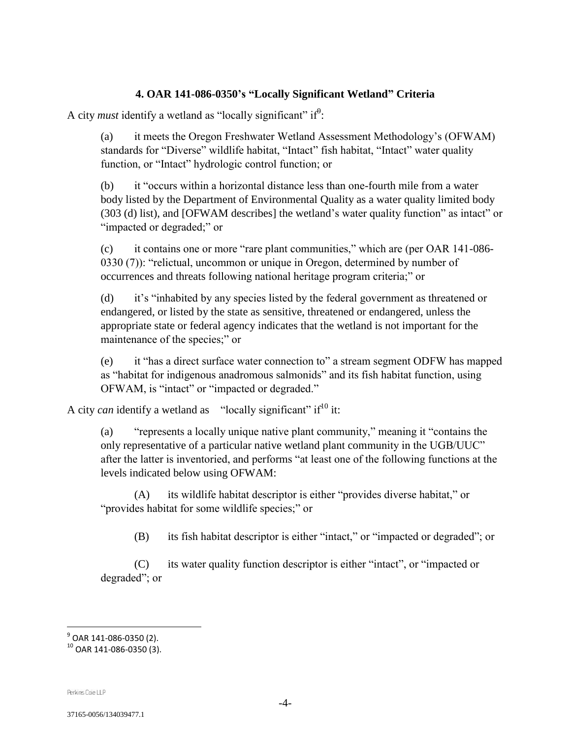### 4. OAR 141-086-0350's "Locally Significant Wetland" Criteria

A city *must* identify a wetland as "locally significant" if[9]:

(a) it meets the Oregon Freshwater Wetland Assessment Methodology's (OFWAM) standards for "Diverse" wildlife habitat, "Intact" fish habitat, "Intact" water quality function, or "Intact" hydrologic control function; or

(b) it "occurs within a horizontal distance less than one-fourth mile from a water body listed by the Department of Environmental Quality as a water quality limited body (303 (d) list), and [OFWAM describes] the wetland's water quality function" as intact" or "impacted or degraded;" or

(c) it contains one or more "rare plant communities," which are (per OAR 141-086-0330 (7)): "relictual, uncommon or unique in Oregon, determined by number of occurrences and threats following national heritage program criteria;" or

(d) it's "inhabited by any species listed by the federal government as threatened or endangered, or listed by the state as sensitive, threatened or endangered, unless the appropriate state or federal agency indicates that the wetland is not important for the maintenance of the species;" or

(e) it "has a direct surface water connection to" a stream segment ODFW has mapped as "habitat for indigenous anadromous salmonids" and its fish habitat function, using OFWAM, is "intact" or "impacted or degraded."

A city *can* identify a wetland as "locally significant" if[10] it:

(a) "represents a locally unique native plant community," meaning it "contains the only representative of a particular native wetland plant community in the UGB/UUC" after the latter is inventoried, and performs "at least one of the following functions at the levels indicated below using OFWAM:

(A) its wildlife habitat descriptor is either "provides diverse habitat," or "provides habitat for some wildlife species;" or

(B) its fish habitat descriptor is either "intact," or "impacted or degraded"; or

(C) its water quality function descriptor is either "intact", or "impacted or degraded"; or

---

[9] OAR 141-086-0350 (2).

[10] OAR 141-086-0350 (3).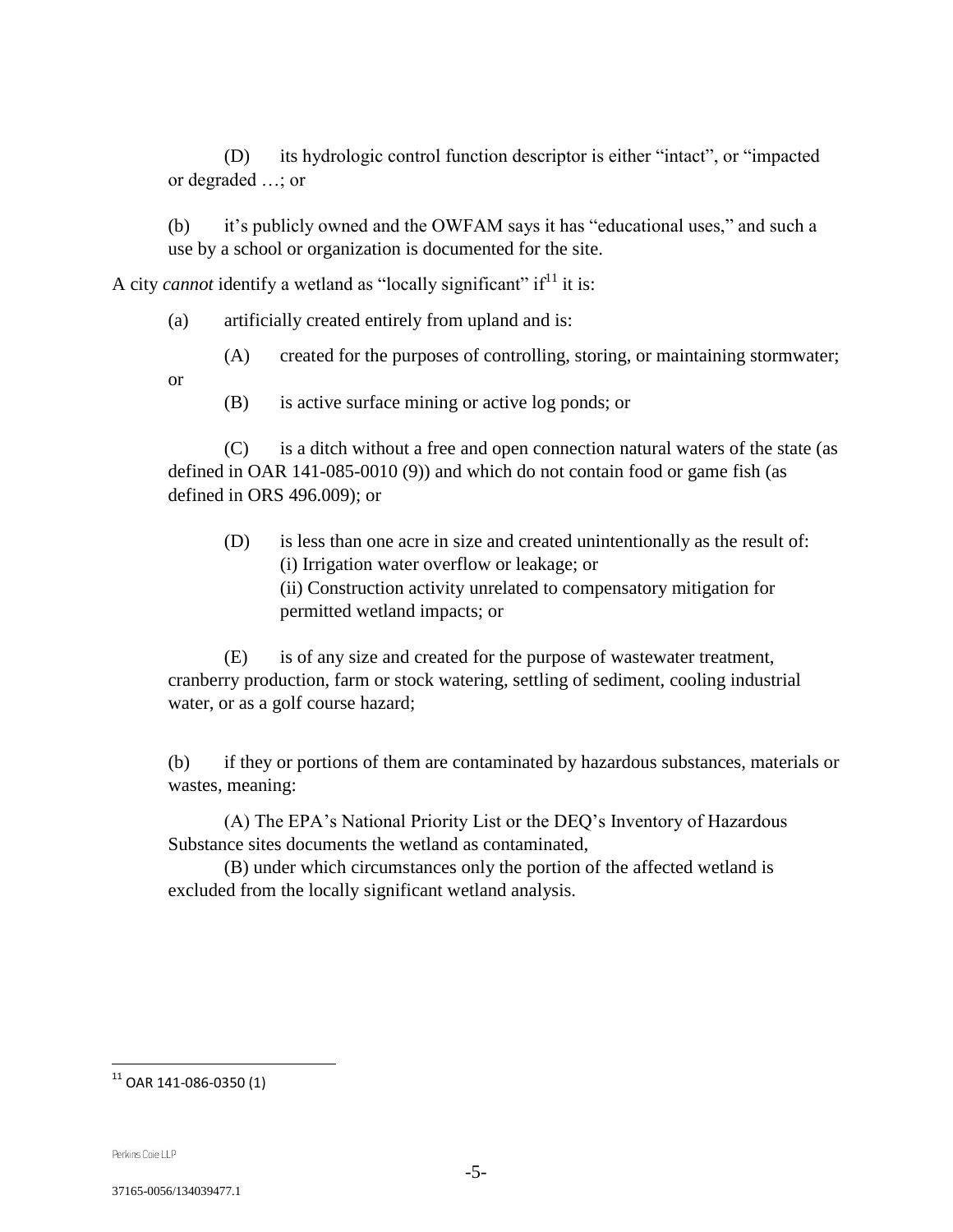(D) its hydrologic control function descriptor is either "intact", or "impacted or degraded …; or

(b) it's publicly owned and the OWFAM says it has "educational uses," and such a use by a school or organization is documented for the site.

A city *cannot* identify a wetland as "locally significant" if[11] it is:

(a) artificially created entirely from upland and is:

(A) created for the purposes of controlling, storing, or maintaining stormwater; or

(B) is active surface mining or active log ponds; or

(C) is a ditch without a free and open connection natural waters of the state (as defined in OAR 141-085-0010 (9)) and which do not contain food or game fish (as defined in ORS 496.009); or

(D) is less than one acre in size and created unintentionally as the result of:
(i) Irrigation water overflow or leakage; or
(ii) Construction activity unrelated to compensatory mitigation for permitted wetland impacts; or

(E) is of any size and created for the purpose of wastewater treatment, cranberry production, farm or stock watering, settling of sediment, cooling industrial water, or as a golf course hazard;

(b) if they or portions of them are contaminated by hazardous substances, materials or wastes, meaning:

(A) The EPA's National Priority List or the DEQ's Inventory of Hazardous Substance sites documents the wetland as contaminated,
(B) under which circumstances only the portion of the affected wetland is excluded from the locally significant wetland analysis.

---

[11] OAR 141-086-0350 (1)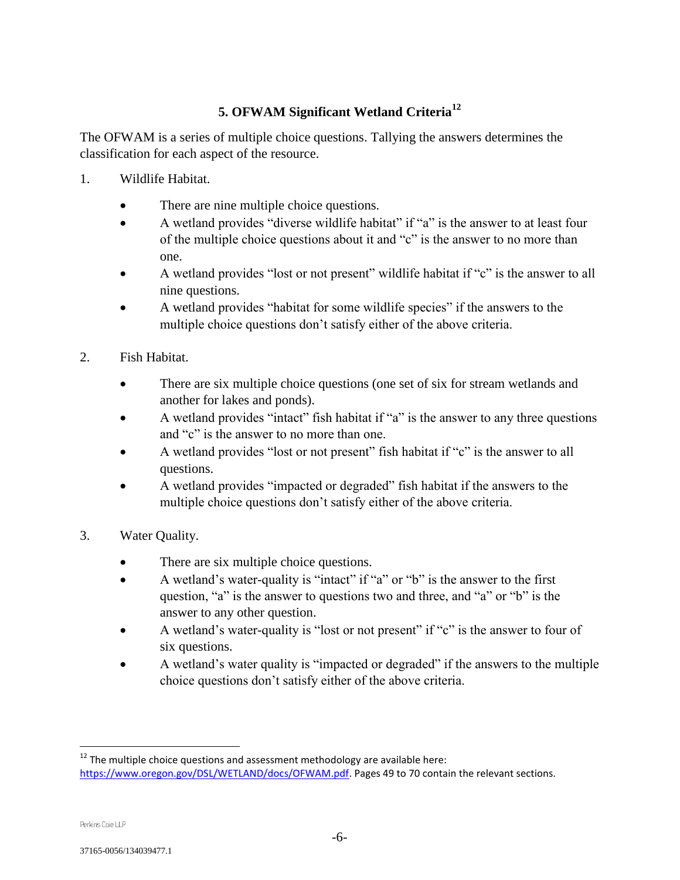## 5. OFWAM Significant Wetland Criteria[12]

The OFWAM is a series of multiple choice questions. Tallying the answers determines the classification for each aspect of the resource.

1. Wildlife Habitat.

   - There are nine multiple choice questions.
   - A wetland provides "diverse wildlife habitat" if "a" is the answer to at least four of the multiple choice questions about it and "c" is the answer to no more than one.
   - A wetland provides "lost or not present" wildlife habitat if "c" is the answer to all nine questions.
   - A wetland provides "habitat for some wildlife species" if the answers to the multiple choice questions don't satisfy either of the above criteria.

2. Fish Habitat.

   - There are six multiple choice questions (one set of six for stream wetlands and another for lakes and ponds).
   - A wetland provides "intact" fish habitat if "a" is the answer to any three questions and "c" is the answer to no more than one.
   - A wetland provides "lost or not present" fish habitat if "c" is the answer to all questions.
   - A wetland provides "impacted or degraded" fish habitat if the answers to the multiple choice questions don't satisfy either of the above criteria.

3. Water Quality.

   - There are six multiple choice questions.
   - A wetland's water-quality is "intact" if "a" or "b" is the answer to the first question, "a" is the answer to questions two and three, and "a" or "b" is the answer to any other question.
   - A wetland's water-quality is "lost or not present" if "c" is the answer to four of six questions.
   - A wetland's water quality is "impacted or degraded" if the answers to the multiple choice questions don't satisfy either of the above criteria.

---

[12] The multiple choice questions and assessment methodology are available here: https://www.oregon.gov/DSL/WETLAND/docs/OFWAM.pdf. Pages 49 to 70 contain the relevant sections.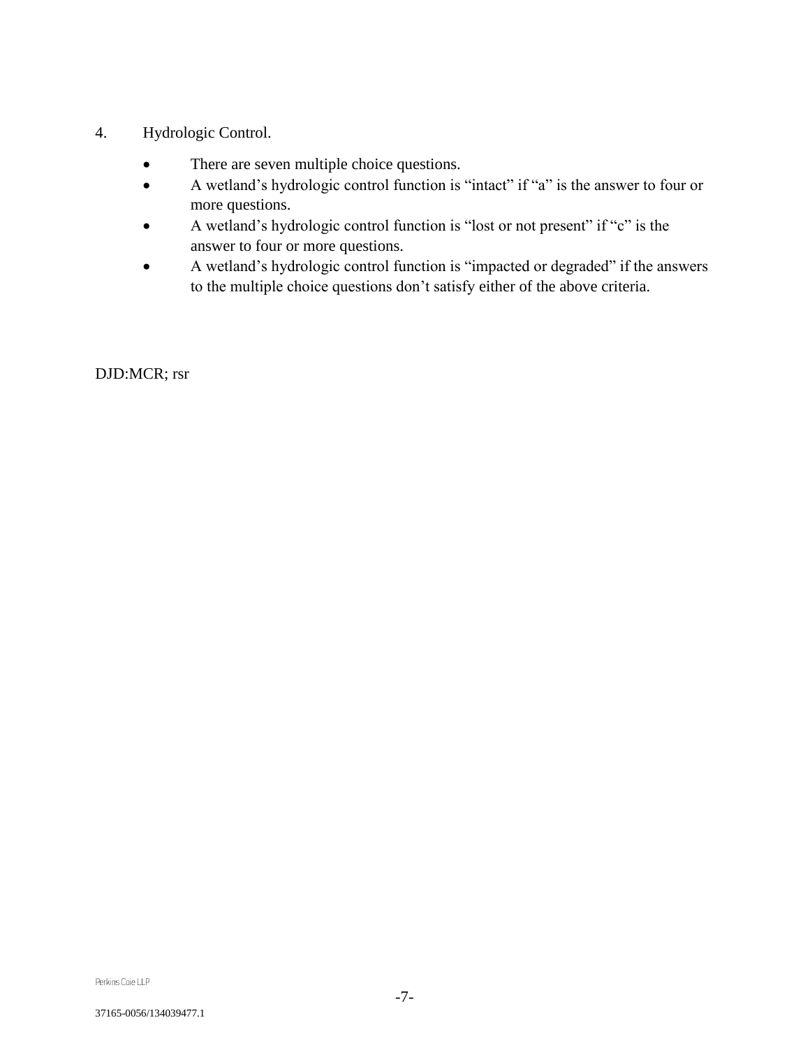4. Hydrologic Control.

- There are seven multiple choice questions.
- A wetland's hydrologic control function is "intact" if "a" is the answer to four or more questions.
- A wetland's hydrologic control function is "lost or not present" if "c" is the answer to four or more questions.
- A wetland's hydrologic control function is "impacted or degraded" if the answers to the multiple choice questions don't satisfy either of the above criteria.

DJD:MCR; rsr